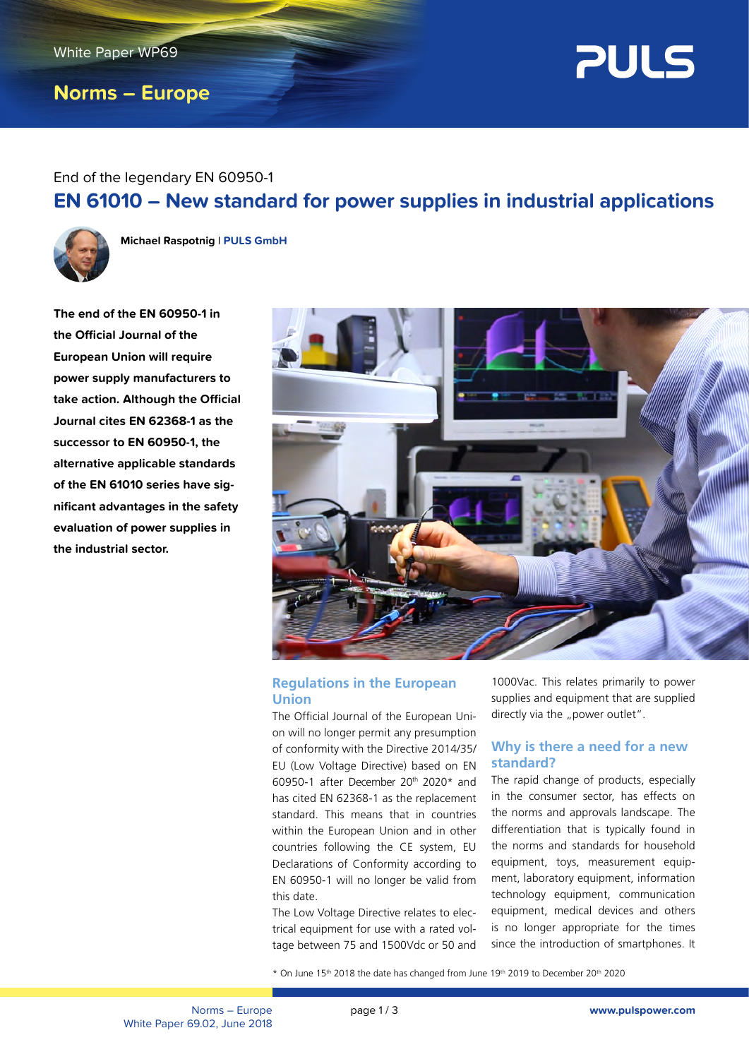White Paper WP69

# Norms – Europe

End of the legendary EN 60950-1

## EN 61010 – New standard for power supplies in industrial applications

**Michael Raspotnig** | **PULS GmbH**

**The end of the EN 60950-1 in the Official Journal of the European Union will require power supply manufacturers to take action. Although the Official Journal cites EN 62368-1 as the successor to EN 60950-1, the alternative applicable standards of the EN 61010 series have significant advantages in the safety evaluation of power supplies in the industrial sector.**

### Regulations in the European Union

The Official Journal of the European Union will no longer permit any presumption of conformity with the Directive 2014/35/EU (Low Voltage Directive) based on EN 60950-1 after December 20th 2020* and has cited EN 62368-1 as the replacement standard. This means that in countries within the European Union and in other countries following the CE system, EU Declarations of Conformity according to EN 60950-1 will no longer be valid from this date.

The Low Voltage Directive relates to electrical equipment for use with a rated voltage between 75 and 1500Vdc or 50 and 1000Vac. This relates primarily to power supplies and equipment that are supplied directly via the „power outlet".

### Why is there a need for a new standard?

The rapid change of products, especially in the consumer sector, has effects on the norms and approvals landscape. The differentiation that is typically found in the norms and standards for household equipment, toys, measurement equipment, laboratory equipment, information technology equipment, communication equipment, medical devices and others is no longer appropriate for the times since the introduction of smartphones. It

\* On June 15th 2018 the date has changed from June 19th 2019 to December 20th 2020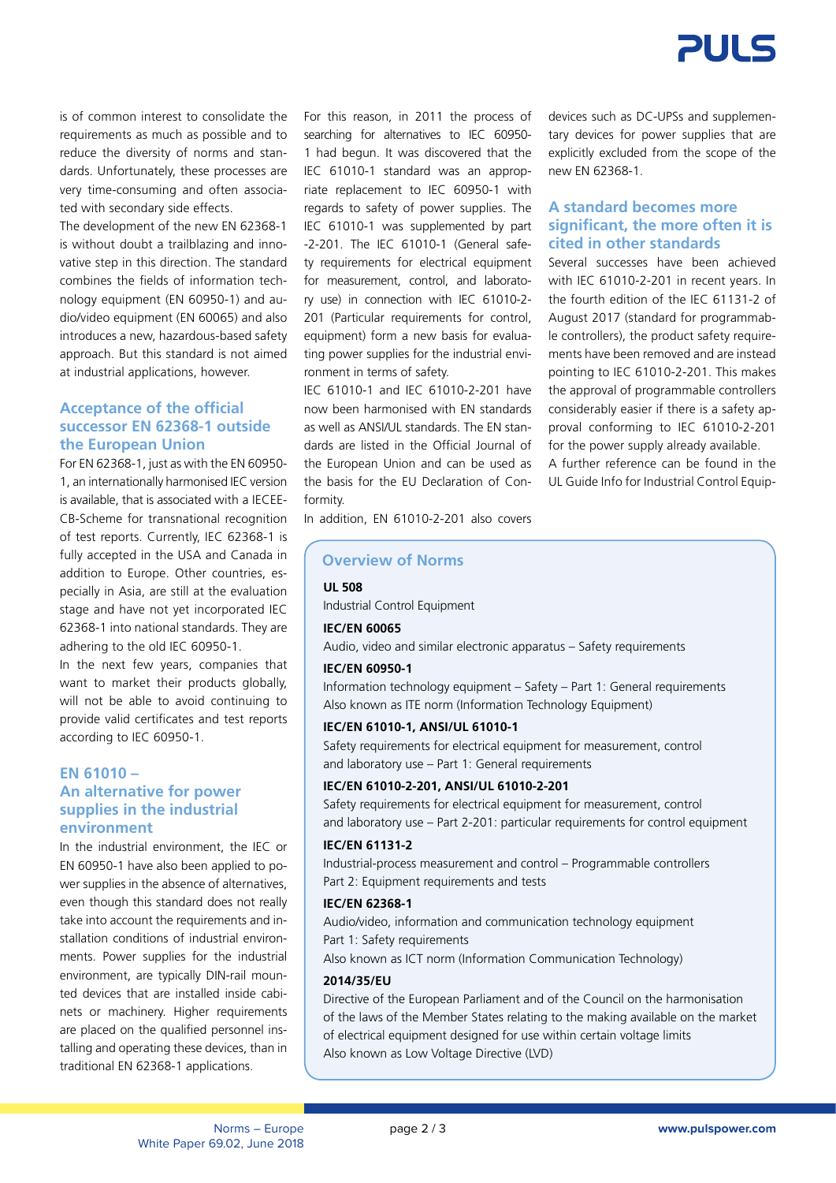is of common interest to consolidate the requirements as much as possible and to reduce the diversity of norms and standards. Unfortunately, these processes are very time-consuming and often associated with secondary side effects.

The development of the new EN 62368-1 is without doubt a trailblazing and innovative step in this direction. The standard combines the fields of information technology equipment (EN 60950-1) and audio/video equipment (EN 60065) and also introduces a new, hazardous-based safety approach. But this standard is not aimed at industrial applications, however.

## Acceptance of the official successor EN 62368-1 outside the European Union

For EN 62368-1, just as with the EN 60950-1, an internationally harmonised IEC version is available, that is associated with a IECEE-CB-Scheme for transnational recognition of test reports. Currently, IEC 62368-1 is fully accepted in the USA and Canada in addition to Europe. Other countries, especially in Asia, are still at the evaluation stage and have not yet incorporated IEC 62368-1 into national standards. They are adhering to the old IEC 60950-1.

In the next few years, companies that want to market their products globally, will not be able to avoid continuing to provide valid certificates and test reports according to IEC 60950-1.

## EN 61010 – An alternative for power supplies in the industrial environment

In the industrial environment, the IEC or EN 60950-1 have also been applied to power supplies in the absence of alternatives, even though this standard does not really take into account the requirements and installation conditions of industrial environments. Power supplies for the industrial environment, are typically DIN-rail mounted devices that are installed inside cabinets or machinery. Higher requirements are placed on the qualified personnel installing and operating these devices, than in traditional EN 62368-1 applications.

For this reason, in 2011 the process of searching for alternatives to IEC 60950-1 had begun. It was discovered that the IEC 61010-1 standard was an appropriate replacement to IEC 60950-1 with regards to safety of power supplies. The IEC 61010-1 was supplemented by part -2-201. The IEC 61010-1 (General safety requirements for electrical equipment for measurement, control, and laboratory use) in connection with IEC 61010-2-201 (Particular requirements for control, equipment) form a new basis for evaluating power supplies for the industrial environment in terms of safety.

IEC 61010-1 and IEC 61010-2-201 have now been harmonised with EN standards as well as ANSI/UL standards. The EN standards are listed in the Official Journal of the European Union and can be used as the basis for the EU Declaration of Conformity.

In addition, EN 61010-2-201 also covers devices such as DC-UPSs and supplementary devices for power supplies that are explicitly excluded from the scope of the new EN 62368-1.

## A standard becomes more significant, the more often it is cited in other standards

Several successes have been achieved with IEC 61010-2-201 in recent years. In the fourth edition of the IEC 61131-2 of August 2017 (standard for programmable controllers), the product safety requirements have been removed and are instead pointing to IEC 61010-2-201. This makes the approval of programmable controllers considerably easier if there is a safety approval conforming to IEC 61010-2-201 for the power supply already available.

A further reference can be found in the UL Guide Info for Industrial Control Equip-

### Overview of Norms

**UL 508**
Industrial Control Equipment

**IEC/EN 60065**
Audio, video and similar electronic apparatus – Safety requirements

**IEC/EN 60950-1**
Information technology equipment – Safety – Part 1: General requirements
Also known as ITE norm (Information Technology Equipment)

**IEC/EN 61010-1, ANSI/UL 61010-1**
Safety requirements for electrical equipment for measurement, control and laboratory use – Part 1: General requirements

**IEC/EN 61010-2-201, ANSI/UL 61010-2-201**
Safety requirements for electrical equipment for measurement, control and laboratory use – Part 2-201: particular requirements for control equipment

**IEC/EN 61131-2**
Industrial-process measurement and control – Programmable controllers
Part 2: Equipment requirements and tests

**IEC/EN 62368-1**
Audio/video, information and communication technology equipment
Part 1: Safety requirements
Also known as ICT norm (Information Communication Technology)

**2014/35/EU**
Directive of the European Parliament and of the Council on the harmonisation of the laws of the Member States relating to the making available on the market of electrical equipment designed for use within certain voltage limits
Also known as Low Voltage Directive (LVD)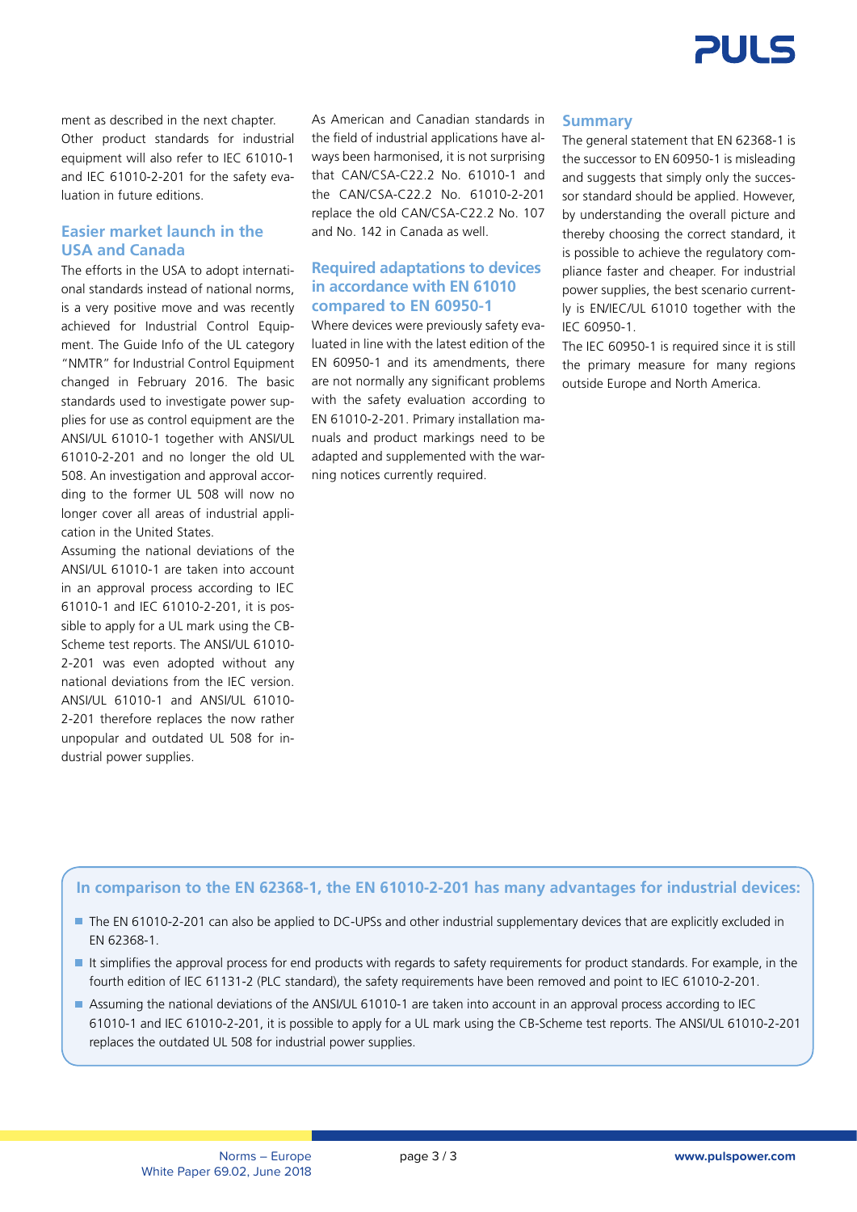ment as described in the next chapter. Other product standards for industrial equipment will also refer to IEC 61010-1 and IEC 61010-2-201 for the safety evaluation in future editions.

## Easier market launch in the USA and Canada

The efforts in the USA to adopt international standards instead of national norms, is a very positive move and was recently achieved for Industrial Control Equipment. The Guide Info of the UL category "NMTR" for Industrial Control Equipment changed in February 2016. The basic standards used to investigate power supplies for use as control equipment are the ANSI/UL 61010-1 together with ANSI/UL 61010-2-201 and no longer the old UL 508. An investigation and approval according to the former UL 508 will now no longer cover all areas of industrial application in the United States.

Assuming the national deviations of the ANSI/UL 61010-1 are taken into account in an approval process according to IEC 61010-1 and IEC 61010-2-201, it is possible to apply for a UL mark using the CB-Scheme test reports. The ANSI/UL 61010-2-201 was even adopted without any national deviations from the IEC version. ANSI/UL 61010-1 and ANSI/UL 61010-2-201 therefore replaces the now rather unpopular and outdated UL 508 for industrial power supplies.

As American and Canadian standards in the field of industrial applications have always been harmonised, it is not surprising that CAN/CSA-C22.2 No. 61010-1 and the CAN/CSA-C22.2 No. 61010-2-201 replace the old CAN/CSA-C22.2 No. 107 and No. 142 in Canada as well.

## Required adaptations to devices in accordance with EN 61010 compared to EN 60950-1

Where devices were previously safety evaluated in line with the latest edition of the EN 60950-1 and its amendments, there are not normally any significant problems with the safety evaluation according to EN 61010-2-201. Primary installation manuals and product markings need to be adapted and supplemented with the warning notices currently required.

## Summary

The general statement that EN 62368-1 is the successor to EN 60950-1 is misleading and suggests that simply only the successor standard should be applied. However, by understanding the overall picture and thereby choosing the correct standard, it is possible to achieve the regulatory compliance faster and cheaper. For industrial power supplies, the best scenario currently is EN/IEC/UL 61010 together with the IEC 60950-1.

The IEC 60950-1 is required since it is still the primary measure for many regions outside Europe and North America.

### In comparison to the EN 62368-1, the EN 61010-2-201 has many advantages for industrial devices:

- The EN 61010-2-201 can also be applied to DC-UPSs and other industrial supplementary devices that are explicitly excluded in EN 62368-1.
- It simplifies the approval process for end products with regards to safety requirements for product standards. For example, in the fourth edition of IEC 61131-2 (PLC standard), the safety requirements have been removed and point to IEC 61010-2-201.
- Assuming the national deviations of the ANSI/UL 61010-1 are taken into account in an approval process according to IEC 61010-1 and IEC 61010-2-201, it is possible to apply for a UL mark using the CB-Scheme test reports. The ANSI/UL 61010-2-201 replaces the outdated UL 508 for industrial power supplies.